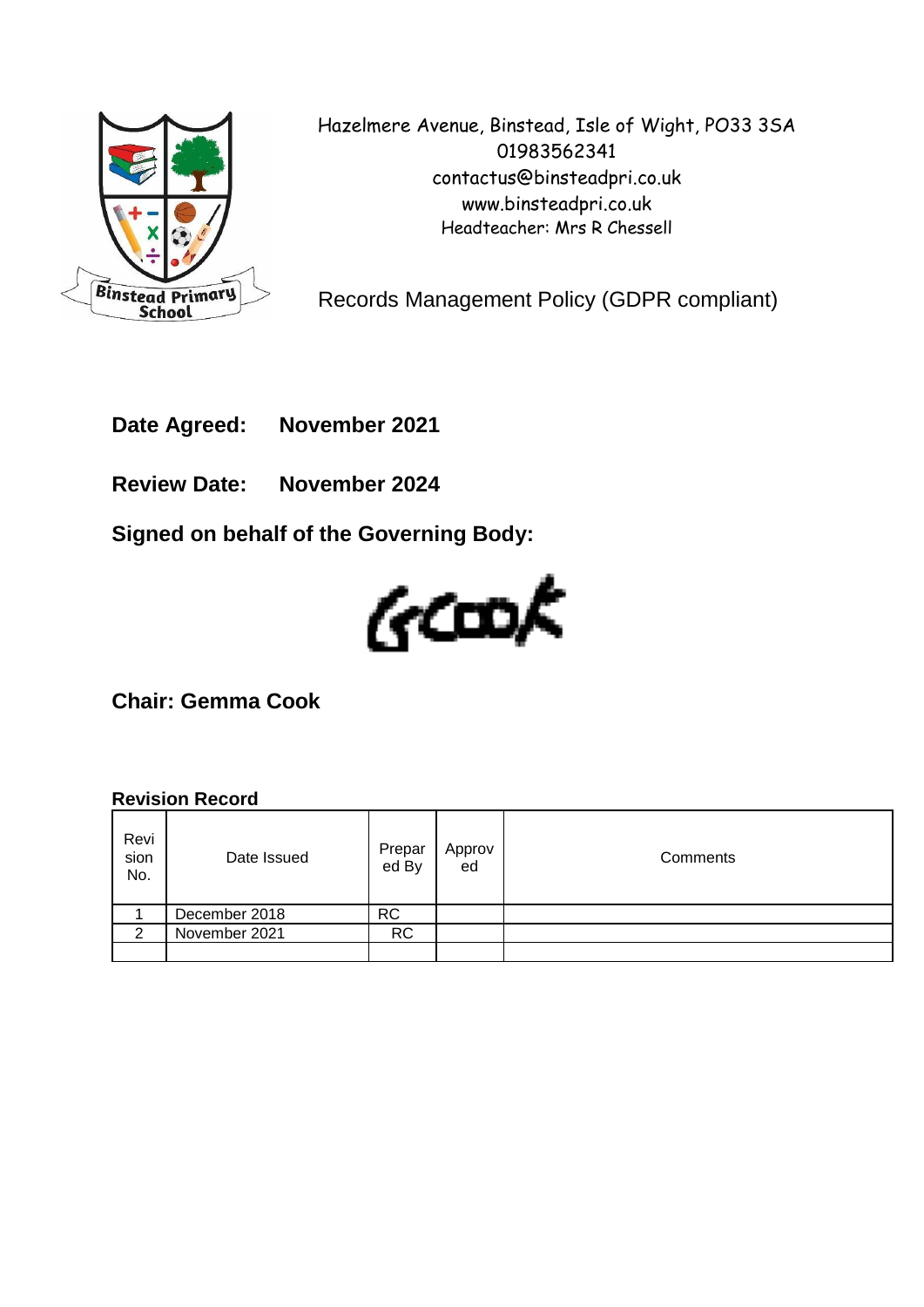Hazelmere Avenue, Binstead, Isle of Wight, PO33 3SA
01983562341
contactus@binsteadpri.co.uk
www.binsteadpri.co.uk
Headteacher: Mrs R Chessell

# Records Management Policy (GDPR compliant)

**Date Agreed: November 2021**

**Review Date: November 2024**

**Signed on behalf of the Governing Body:**

GCook

**Chair: Gemma Cook**

**Revision Record**

| Revision No. | Date Issued | Prepared By | Approved | Comments |
|---|---|---|---|---|
| 1 | December 2018 | RC | | |
| 2 | November 2021 | RC | | |
| | | | | |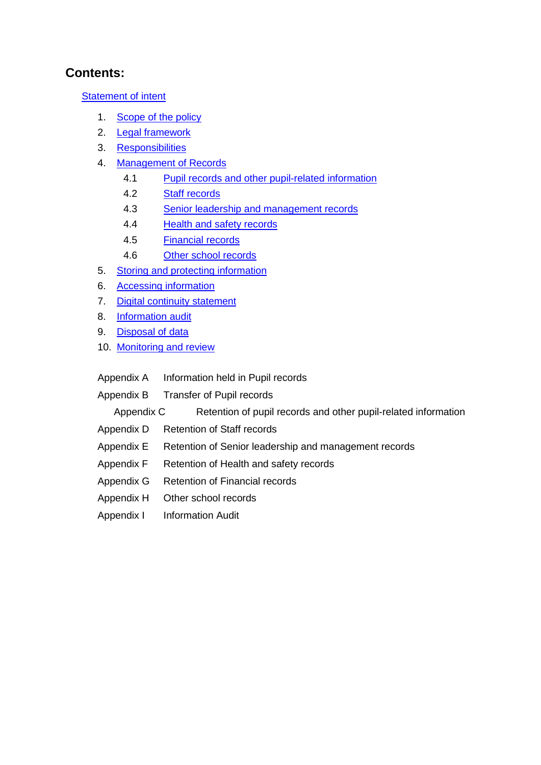## Contents:

Statement of intent

1. Scope of the policy
2. Legal framework
3. Responsibilities
4. Management of Records
   - 4.1 Pupil records and other pupil-related information
   - 4.2 Staff records
   - 4.3 Senior leadership and management records
   - 4.4 Health and safety records
   - 4.5 Financial records
   - 4.6 Other school records
5. Storing and protecting information
6. Accessing information
7. Digital continuity statement
8. Information audit
9. Disposal of data
10. Monitoring and review

Appendix A Information held in Pupil records

Appendix B Transfer of Pupil records

Appendix C Retention of pupil records and other pupil-related information

Appendix D Retention of Staff records

Appendix E Retention of Senior leadership and management records

Appendix F Retention of Health and safety records

Appendix G Retention of Financial records

Appendix H Other school records

Appendix I Information Audit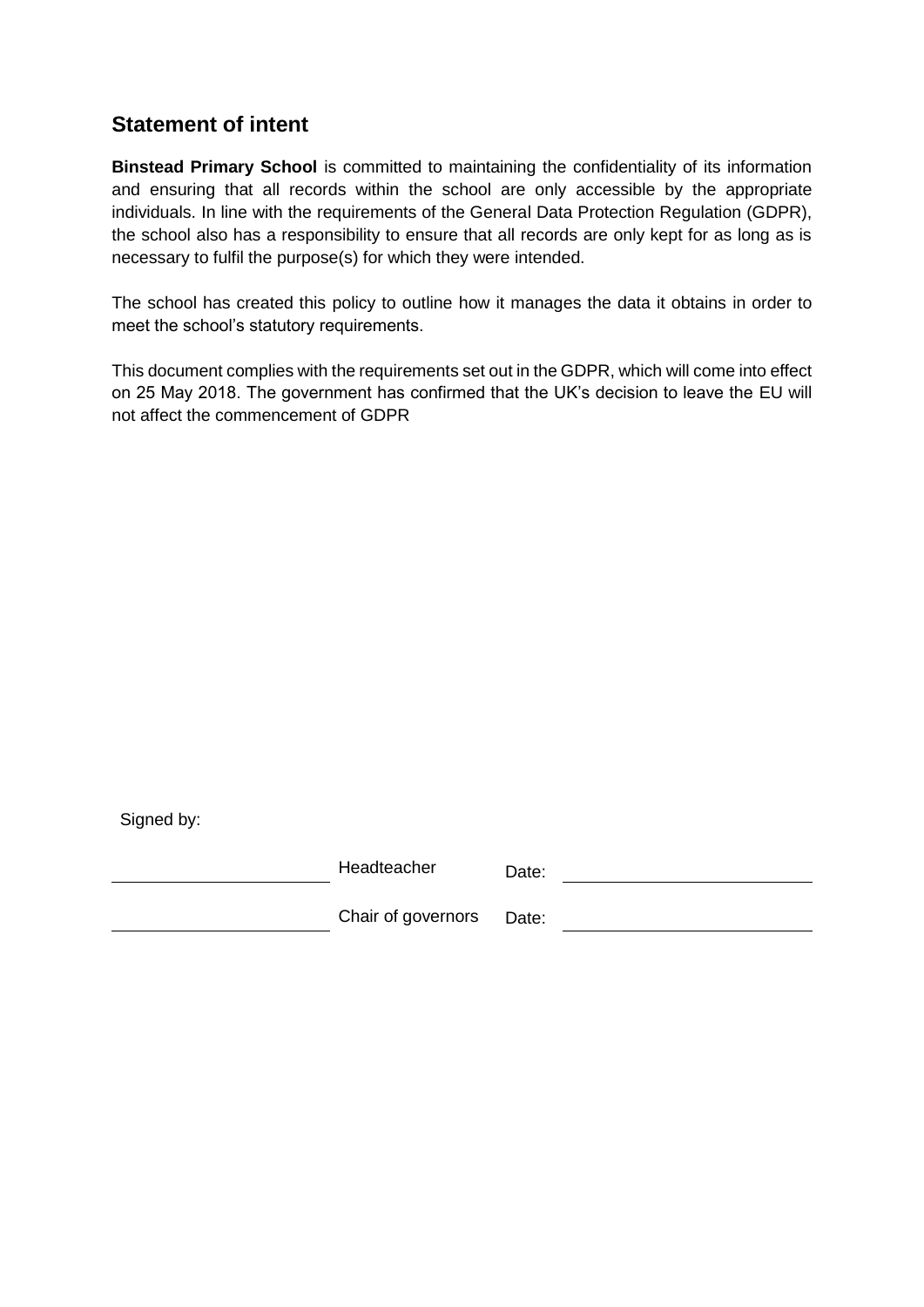## Statement of intent

**Binstead Primary School** is committed to maintaining the confidentiality of its information and ensuring that all records within the school are only accessible by the appropriate individuals. In line with the requirements of the General Data Protection Regulation (GDPR), the school also has a responsibility to ensure that all records are only kept for as long as is necessary to fulfil the purpose(s) for which they were intended.

The school has created this policy to outline how it manages the data it obtains in order to meet the school's statutory requirements.

This document complies with the requirements set out in the GDPR, which will come into effect on 25 May 2018. The government has confirmed that the UK's decision to leave the EU will not affect the commencement of GDPR

Signed by:

| | | | |
|---|---|---|---|
| ______________________ | Headteacher | Date: | ______________________ |
| ______________________ | Chair of governors | Date: | ______________________ |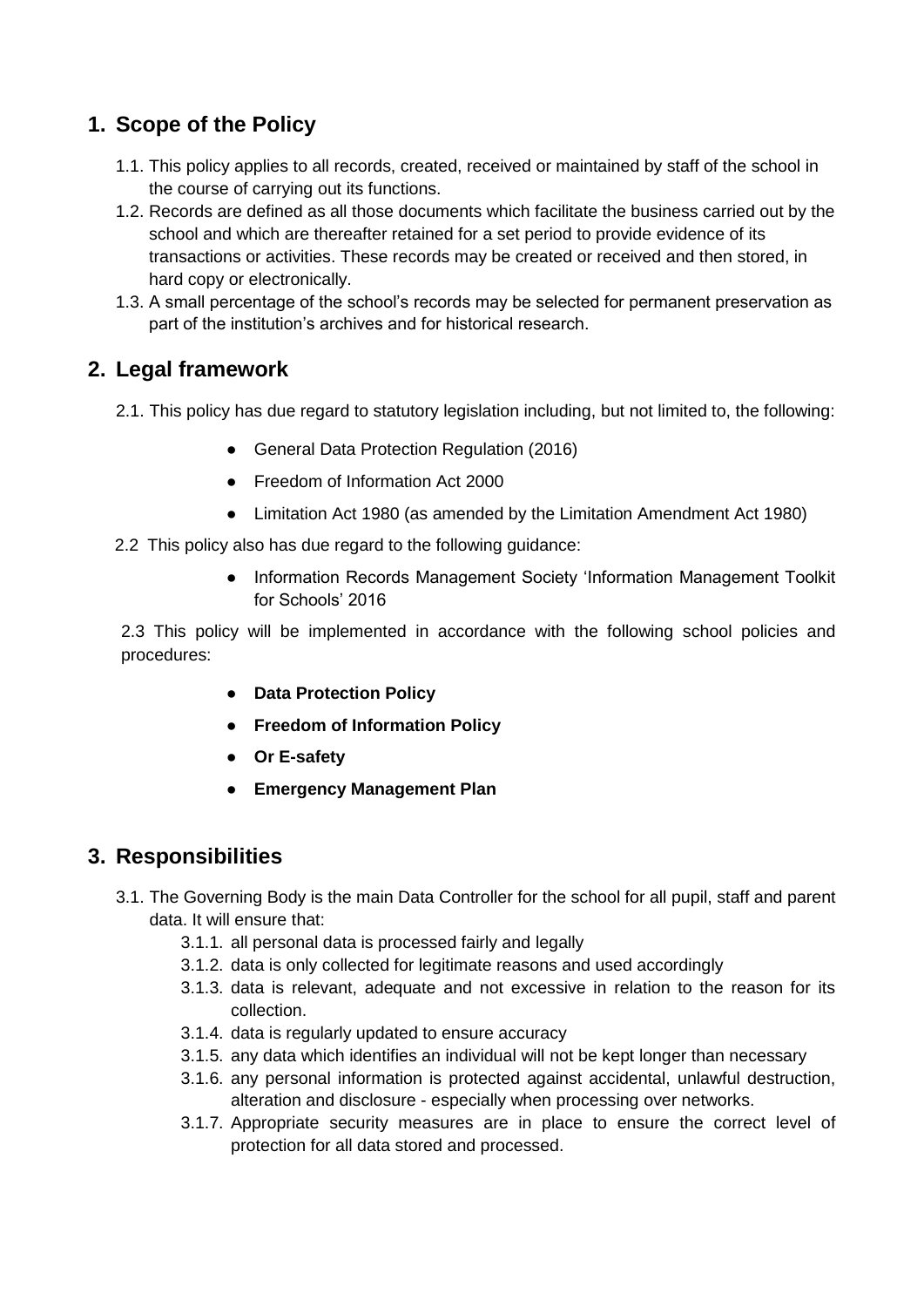## 1. Scope of the Policy

1.1. This policy applies to all records, created, received or maintained by staff of the school in the course of carrying out its functions.

1.2. Records are defined as all those documents which facilitate the business carried out by the school and which are thereafter retained for a set period to provide evidence of its transactions or activities. These records may be created or received and then stored, in hard copy or electronically.

1.3. A small percentage of the school's records may be selected for permanent preservation as part of the institution's archives and for historical research.

## 2. Legal framework

2.1. This policy has due regard to statutory legislation including, but not limited to, the following:

- General Data Protection Regulation (2016)
- Freedom of Information Act 2000
- Limitation Act 1980 (as amended by the Limitation Amendment Act 1980)

2.2 This policy also has due regard to the following guidance:

- Information Records Management Society 'Information Management Toolkit for Schools' 2016

2.3 This policy will be implemented in accordance with the following school policies and procedures:

- **Data Protection Policy**
- **Freedom of Information Policy**
- **Or E-safety**
- **Emergency Management Plan**

## 3. Responsibilities

3.1. The Governing Body is the main Data Controller for the school for all pupil, staff and parent data. It will ensure that:

3.1.1. all personal data is processed fairly and legally

3.1.2. data is only collected for legitimate reasons and used accordingly

3.1.3. data is relevant, adequate and not excessive in relation to the reason for its collection.

3.1.4. data is regularly updated to ensure accuracy

3.1.5. any data which identifies an individual will not be kept longer than necessary

3.1.6. any personal information is protected against accidental, unlawful destruction, alteration and disclosure - especially when processing over networks.

3.1.7. Appropriate security measures are in place to ensure the correct level of protection for all data stored and processed.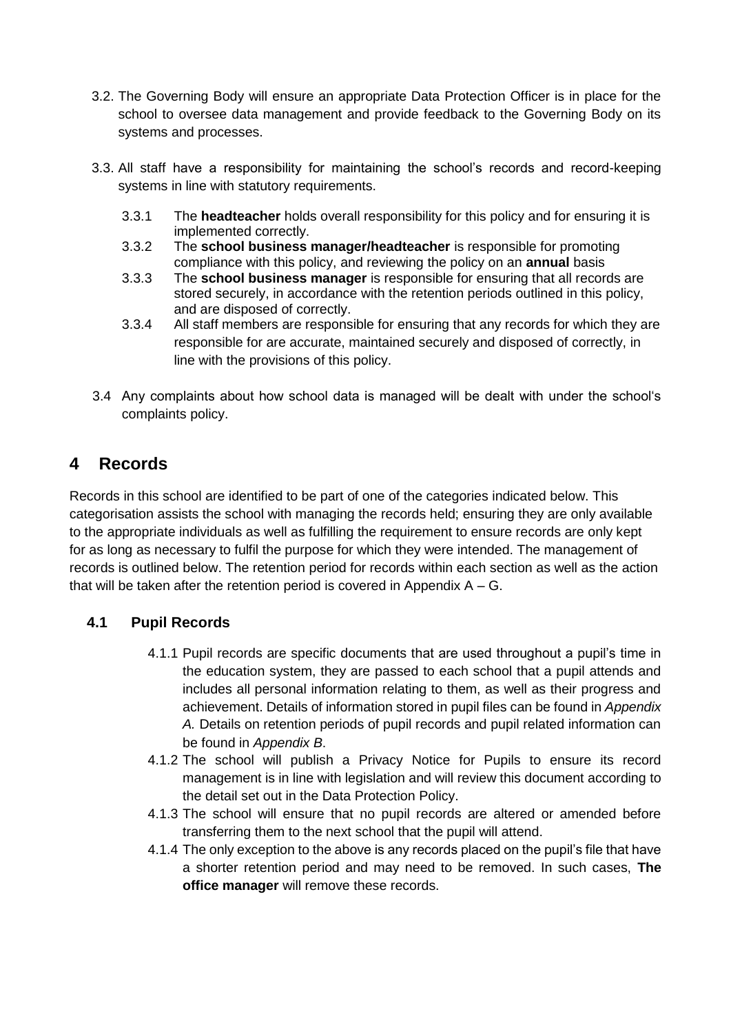3.2. The Governing Body will ensure an appropriate Data Protection Officer is in place for the school to oversee data management and provide feedback to the Governing Body on its systems and processes.

3.3. All staff have a responsibility for maintaining the school's records and record-keeping systems in line with statutory requirements.

- 3.3.1 The **headteacher** holds overall responsibility for this policy and for ensuring it is implemented correctly.
- 3.3.2 The **school business manager/headteacher** is responsible for promoting compliance with this policy, and reviewing the policy on an **annual** basis
- 3.3.3 The **school business manager** is responsible for ensuring that all records are stored securely, in accordance with the retention periods outlined in this policy, and are disposed of correctly.
- 3.3.4 All staff members are responsible for ensuring that any records for which they are responsible for are accurate, maintained securely and disposed of correctly, in line with the provisions of this policy.

3.4 Any complaints about how school data is managed will be dealt with under the school's complaints policy.

# 4 Records

Records in this school are identified to be part of one of the categories indicated below. This categorisation assists the school with managing the records held; ensuring they are only available to the appropriate individuals as well as fulfilling the requirement to ensure records are only kept for as long as necessary to fulfil the purpose for which they were intended. The management of records is outlined below. The retention period for records within each section as well as the action that will be taken after the retention period is covered in Appendix A – G.

## 4.1 Pupil Records

- 4.1.1 Pupil records are specific documents that are used throughout a pupil's time in the education system, they are passed to each school that a pupil attends and includes all personal information relating to them, as well as their progress and achievement. Details of information stored in pupil files can be found in *Appendix A.* Details on retention periods of pupil records and pupil related information can be found in *Appendix B*.
- 4.1.2 The school will publish a Privacy Notice for Pupils to ensure its record management is in line with legislation and will review this document according to the detail set out in the Data Protection Policy.
- 4.1.3 The school will ensure that no pupil records are altered or amended before transferring them to the next school that the pupil will attend.
- 4.1.4 The only exception to the above is any records placed on the pupil's file that have a shorter retention period and may need to be removed. In such cases, **The office manager** will remove these records.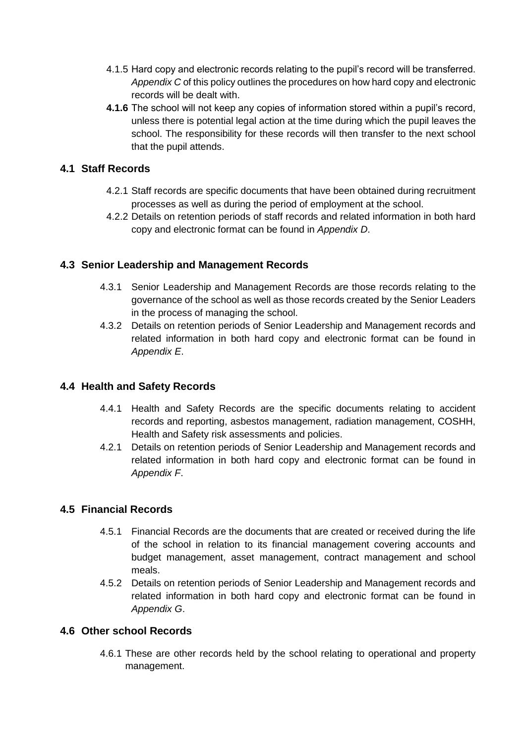4.1.5 Hard copy and electronic records relating to the pupil's record will be transferred. *Appendix C* of this policy outlines the procedures on how hard copy and electronic records will be dealt with.

**4.1.6** The school will not keep any copies of information stored within a pupil's record, unless there is potential legal action at the time during which the pupil leaves the school. The responsibility for these records will then transfer to the next school that the pupil attends.

### 4.1 Staff Records

4.2.1 Staff records are specific documents that have been obtained during recruitment processes as well as during the period of employment at the school.

4.2.2 Details on retention periods of staff records and related information in both hard copy and electronic format can be found in *Appendix D*.

### 4.3 Senior Leadership and Management Records

4.3.1 Senior Leadership and Management Records are those records relating to the governance of the school as well as those records created by the Senior Leaders in the process of managing the school.

4.3.2 Details on retention periods of Senior Leadership and Management records and related information in both hard copy and electronic format can be found in *Appendix E*.

### 4.4 Health and Safety Records

4.4.1 Health and Safety Records are the specific documents relating to accident records and reporting, asbestos management, radiation management, COSHH, Health and Safety risk assessments and policies.

4.2.1 Details on retention periods of Senior Leadership and Management records and related information in both hard copy and electronic format can be found in *Appendix F*.

### 4.5 Financial Records

4.5.1 Financial Records are the documents that are created or received during the life of the school in relation to its financial management covering accounts and budget management, asset management, contract management and school meals.

4.5.2 Details on retention periods of Senior Leadership and Management records and related information in both hard copy and electronic format can be found in *Appendix G*.

### 4.6 Other school Records

4.6.1 These are other records held by the school relating to operational and property management.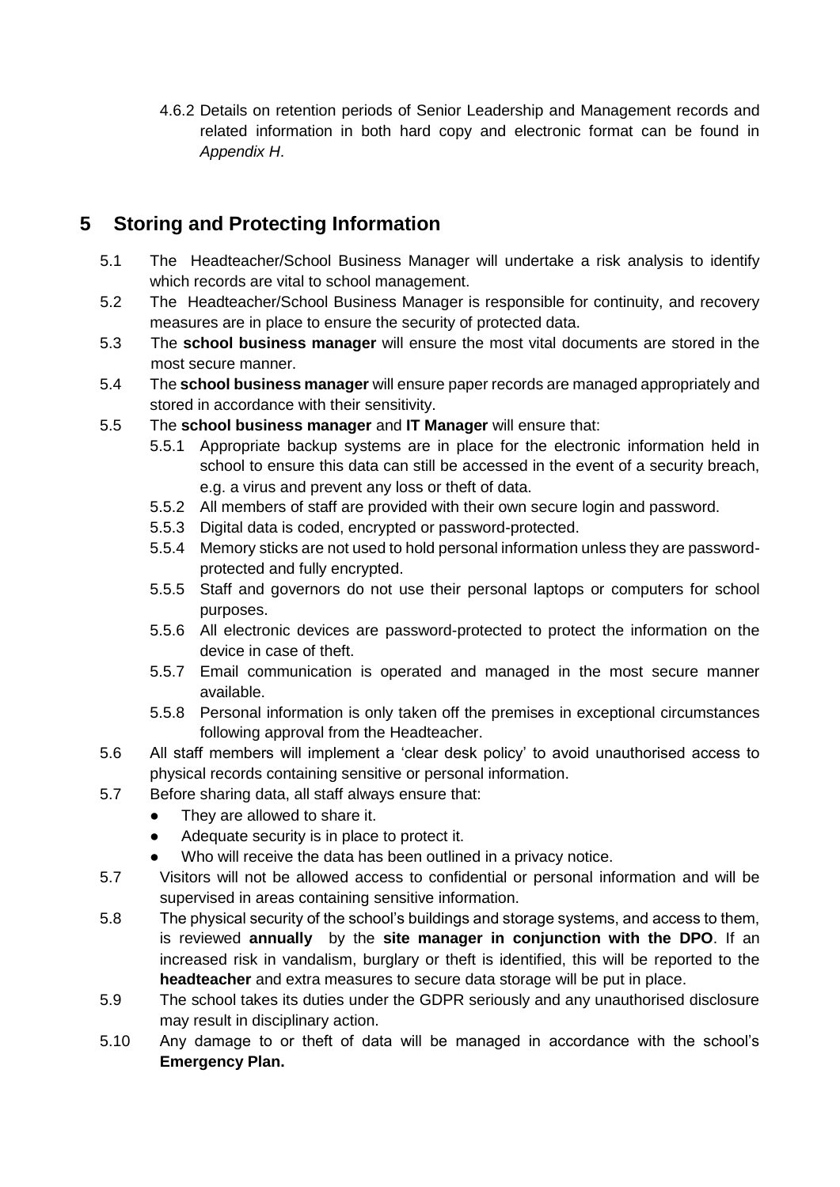4.6.2 Details on retention periods of Senior Leadership and Management records and related information in both hard copy and electronic format can be found in *Appendix H*.

## 5 Storing and Protecting Information

5.1 The Headteacher/School Business Manager will undertake a risk analysis to identify which records are vital to school management.

5.2 The Headteacher/School Business Manager is responsible for continuity, and recovery measures are in place to ensure the security of protected data.

5.3 The **school business manager** will ensure the most vital documents are stored in the most secure manner.

5.4 The **school business manager** will ensure paper records are managed appropriately and stored in accordance with their sensitivity.

5.5 The **school business manager** and **IT Manager** will ensure that:

- 5.5.1 Appropriate backup systems are in place for the electronic information held in school to ensure this data can still be accessed in the event of a security breach, e.g. a virus and prevent any loss or theft of data.
- 5.5.2 All members of staff are provided with their own secure login and password.
- 5.5.3 Digital data is coded, encrypted or password-protected.
- 5.5.4 Memory sticks are not used to hold personal information unless they are password-protected and fully encrypted.
- 5.5.5 Staff and governors do not use their personal laptops or computers for school purposes.
- 5.5.6 All electronic devices are password-protected to protect the information on the device in case of theft.
- 5.5.7 Email communication is operated and managed in the most secure manner available.
- 5.5.8 Personal information is only taken off the premises in exceptional circumstances following approval from the Headteacher.

5.6 All staff members will implement a 'clear desk policy' to avoid unauthorised access to physical records containing sensitive or personal information.

5.7 Before sharing data, all staff always ensure that:

- They are allowed to share it.
- Adequate security is in place to protect it.
- Who will receive the data has been outlined in a privacy notice.

5.7 Visitors will not be allowed access to confidential or personal information and will be supervised in areas containing sensitive information.

5.8 The physical security of the school's buildings and storage systems, and access to them, is reviewed **annually** by the **site manager in conjunction with the DPO**. If an increased risk in vandalism, burglary or theft is identified, this will be reported to the **headteacher** and extra measures to secure data storage will be put in place.

5.9 The school takes its duties under the GDPR seriously and any unauthorised disclosure may result in disciplinary action.

5.10 Any damage to or theft of data will be managed in accordance with the school's **Emergency Plan.**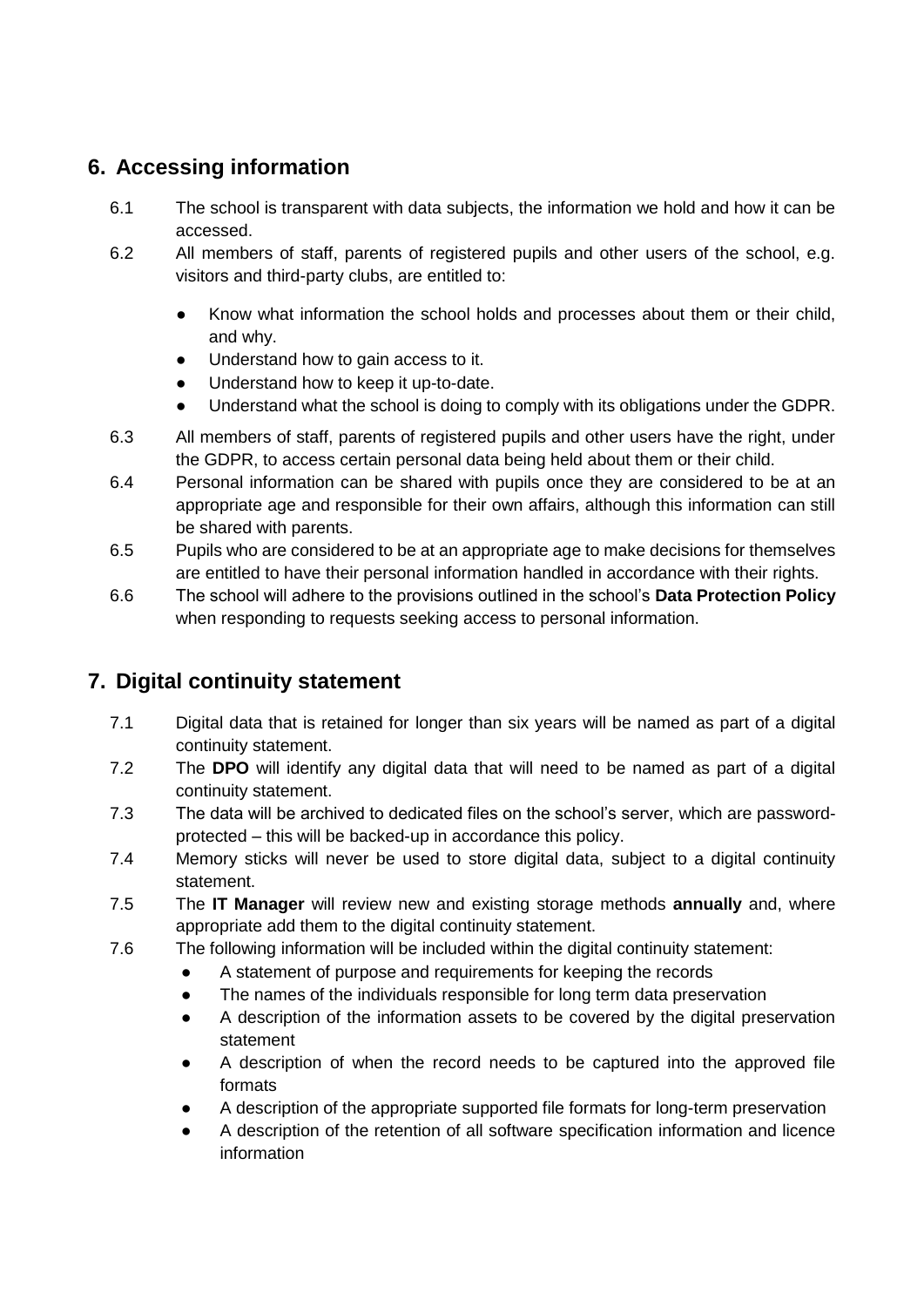## 6. Accessing information

6.1 The school is transparent with data subjects, the information we hold and how it can be accessed.

6.2 All members of staff, parents of registered pupils and other users of the school, e.g. visitors and third-party clubs, are entitled to:

- Know what information the school holds and processes about them or their child, and why.
- Understand how to gain access to it.
- Understand how to keep it up-to-date.
- Understand what the school is doing to comply with its obligations under the GDPR.

6.3 All members of staff, parents of registered pupils and other users have the right, under the GDPR, to access certain personal data being held about them or their child.

6.4 Personal information can be shared with pupils once they are considered to be at an appropriate age and responsible for their own affairs, although this information can still be shared with parents.

6.5 Pupils who are considered to be at an appropriate age to make decisions for themselves are entitled to have their personal information handled in accordance with their rights.

6.6 The school will adhere to the provisions outlined in the school's **Data Protection Policy** when responding to requests seeking access to personal information.

## 7. Digital continuity statement

7.1 Digital data that is retained for longer than six years will be named as part of a digital continuity statement.

7.2 The **DPO** will identify any digital data that will need to be named as part of a digital continuity statement.

7.3 The data will be archived to dedicated files on the school's server, which are password-protected – this will be backed-up in accordance this policy.

7.4 Memory sticks will never be used to store digital data, subject to a digital continuity statement.

7.5 The **IT Manager** will review new and existing storage methods **annually** and, where appropriate add them to the digital continuity statement.

7.6 The following information will be included within the digital continuity statement:

- A statement of purpose and requirements for keeping the records
- The names of the individuals responsible for long term data preservation
- A description of the information assets to be covered by the digital preservation statement
- A description of when the record needs to be captured into the approved file formats
- A description of the appropriate supported file formats for long-term preservation
- A description of the retention of all software specification information and licence information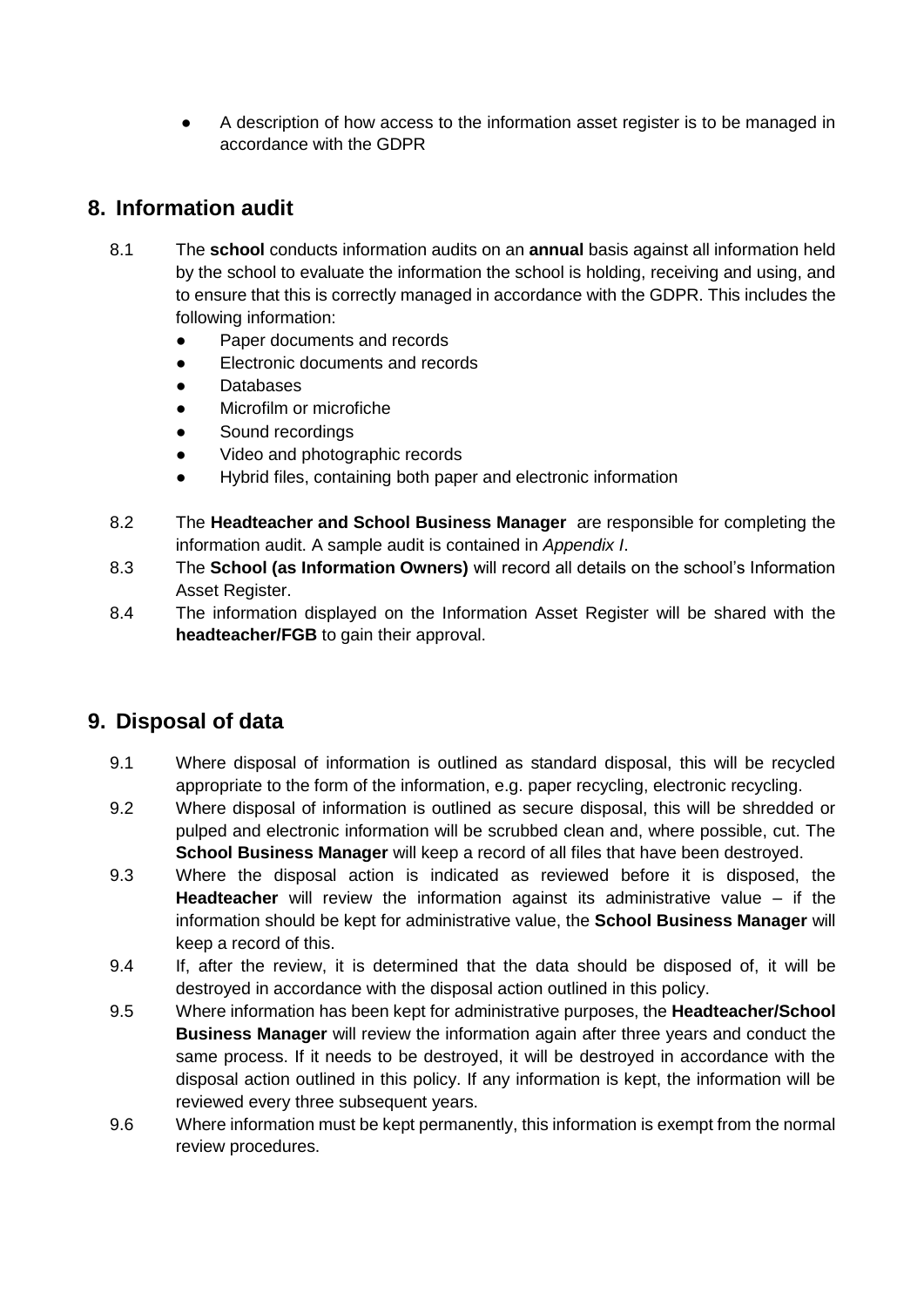- A description of how access to the information asset register is to be managed in accordance with the GDPR

## 8. Information audit

8.1 The **school** conducts information audits on an **annual** basis against all information held by the school to evaluate the information the school is holding, receiving and using, and to ensure that this is correctly managed in accordance with the GDPR. This includes the following information:

- Paper documents and records
- Electronic documents and records
- Databases
- Microfilm or microfiche
- Sound recordings
- Video and photographic records
- Hybrid files, containing both paper and electronic information

8.2 The **Headteacher and School Business Manager** are responsible for completing the information audit. A sample audit is contained in *Appendix I*.

8.3 The **School (as Information Owners)** will record all details on the school's Information Asset Register.

8.4 The information displayed on the Information Asset Register will be shared with the **headteacher/FGB** to gain their approval.

## 9. Disposal of data

9.1 Where disposal of information is outlined as standard disposal, this will be recycled appropriate to the form of the information, e.g. paper recycling, electronic recycling.

9.2 Where disposal of information is outlined as secure disposal, this will be shredded or pulped and electronic information will be scrubbed clean and, where possible, cut. The **School Business Manager** will keep a record of all files that have been destroyed.

9.3 Where the disposal action is indicated as reviewed before it is disposed, the **Headteacher** will review the information against its administrative value – if the information should be kept for administrative value, the **School Business Manager** will keep a record of this.

9.4 If, after the review, it is determined that the data should be disposed of, it will be destroyed in accordance with the disposal action outlined in this policy.

9.5 Where information has been kept for administrative purposes, the **Headteacher/School Business Manager** will review the information again after three years and conduct the same process. If it needs to be destroyed, it will be destroyed in accordance with the disposal action outlined in this policy. If any information is kept, the information will be reviewed every three subsequent years.

9.6 Where information must be kept permanently, this information is exempt from the normal review procedures.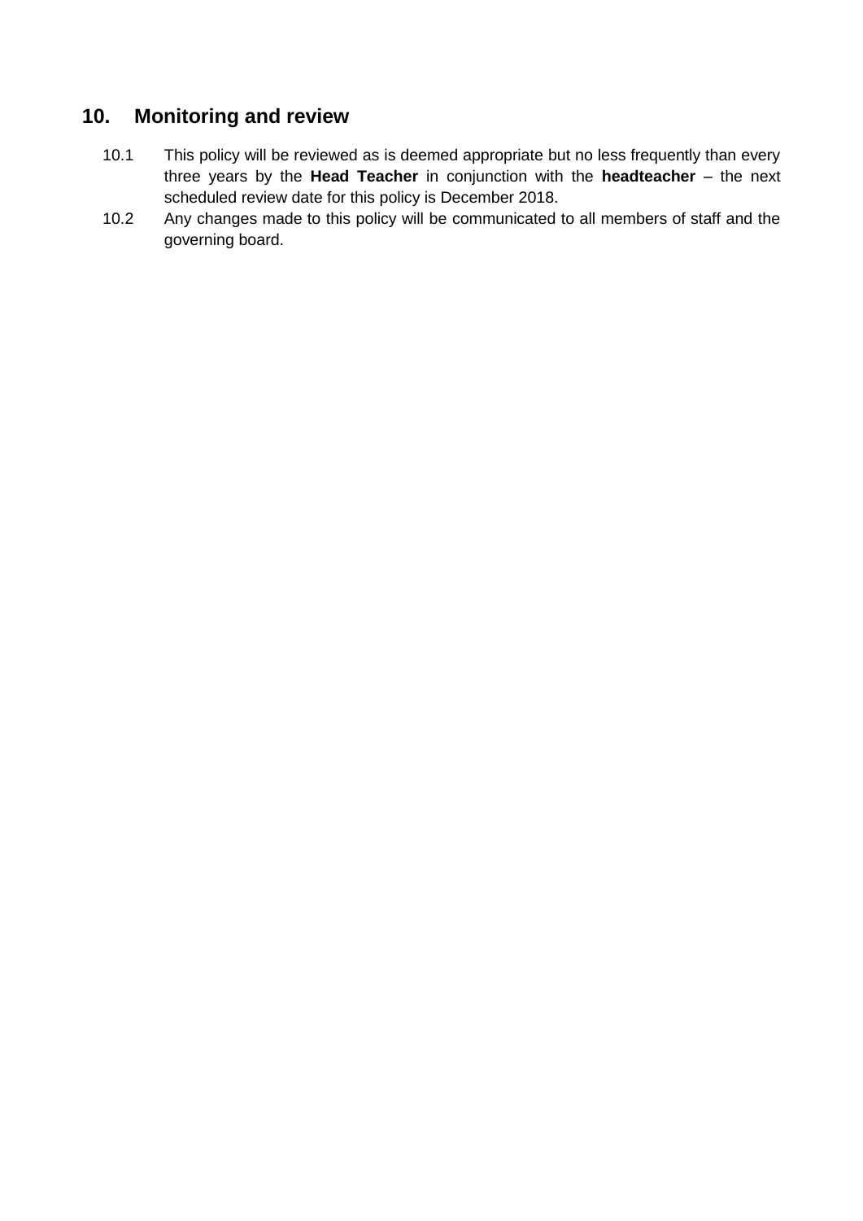## 10. Monitoring and review

10.1 This policy will be reviewed as is deemed appropriate but no less frequently than every three years by the **Head Teacher** in conjunction with the **headteacher** – the next scheduled review date for this policy is December 2018.

10.2 Any changes made to this policy will be communicated to all members of staff and the governing board.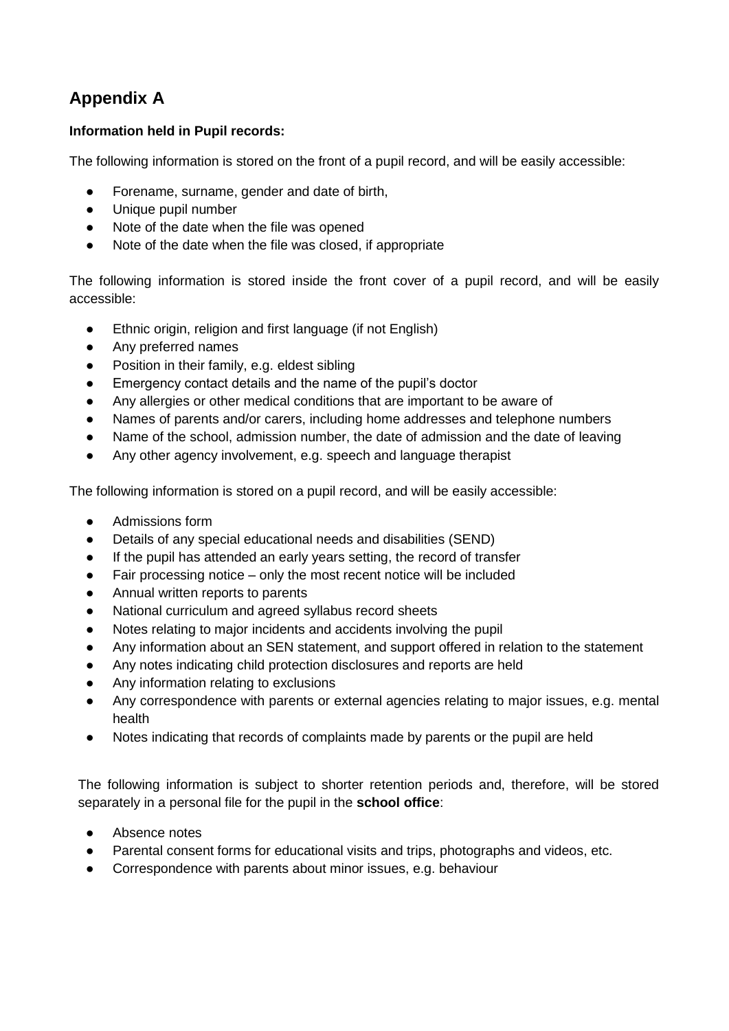## Appendix A

**Information held in Pupil records:**

The following information is stored on the front of a pupil record, and will be easily accessible:

- Forename, surname, gender and date of birth,
- Unique pupil number
- Note of the date when the file was opened
- Note of the date when the file was closed, if appropriate

The following information is stored inside the front cover of a pupil record, and will be easily accessible:

- Ethnic origin, religion and first language (if not English)
- Any preferred names
- Position in their family, e.g. eldest sibling
- Emergency contact details and the name of the pupil's doctor
- Any allergies or other medical conditions that are important to be aware of
- Names of parents and/or carers, including home addresses and telephone numbers
- Name of the school, admission number, the date of admission and the date of leaving
- Any other agency involvement, e.g. speech and language therapist

The following information is stored on a pupil record, and will be easily accessible:

- Admissions form
- Details of any special educational needs and disabilities (SEND)
- If the pupil has attended an early years setting, the record of transfer
- Fair processing notice – only the most recent notice will be included
- Annual written reports to parents
- National curriculum and agreed syllabus record sheets
- Notes relating to major incidents and accidents involving the pupil
- Any information about an SEN statement, and support offered in relation to the statement
- Any notes indicating child protection disclosures and reports are held
- Any information relating to exclusions
- Any correspondence with parents or external agencies relating to major issues, e.g. mental health
- Notes indicating that records of complaints made by parents or the pupil are held

The following information is subject to shorter retention periods and, therefore, will be stored separately in a personal file for the pupil in the **school office**:

- Absence notes
- Parental consent forms for educational visits and trips, photographs and videos, etc.
- Correspondence with parents about minor issues, e.g. behaviour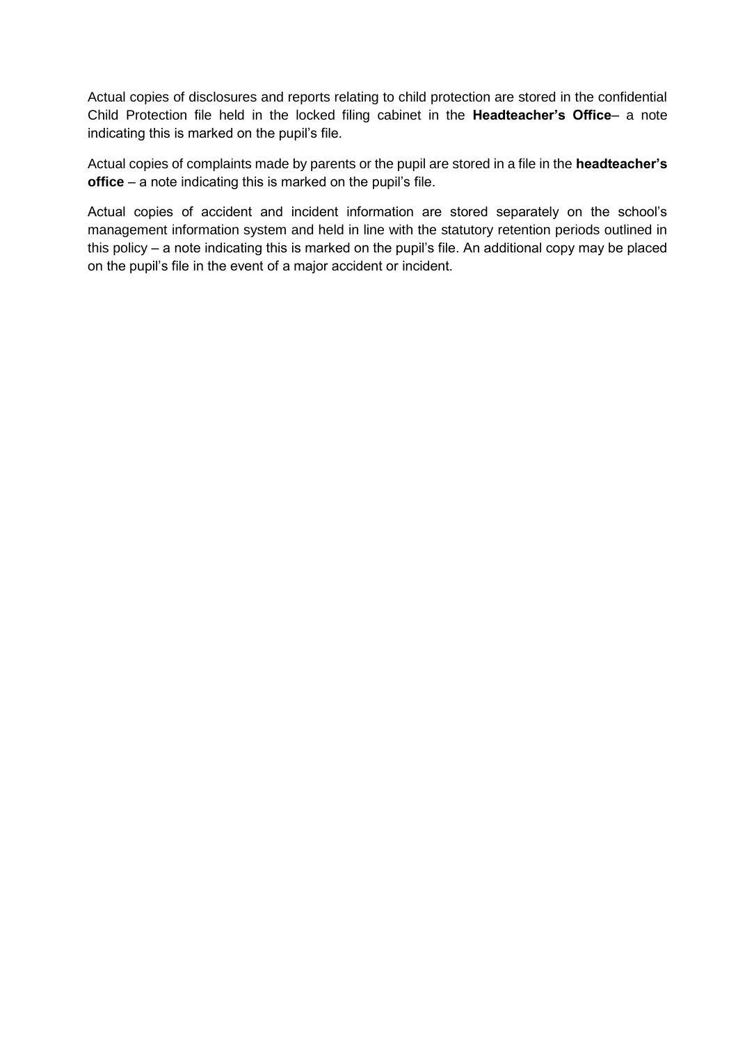Actual copies of disclosures and reports relating to child protection are stored in the confidential Child Protection file held in the locked filing cabinet in the **Headteacher's Office**– a note indicating this is marked on the pupil's file.

Actual copies of complaints made by parents or the pupil are stored in a file in the **headteacher's office** – a note indicating this is marked on the pupil's file.

Actual copies of accident and incident information are stored separately on the school's management information system and held in line with the statutory retention periods outlined in this policy – a note indicating this is marked on the pupil's file. An additional copy may be placed on the pupil's file in the event of a major accident or incident.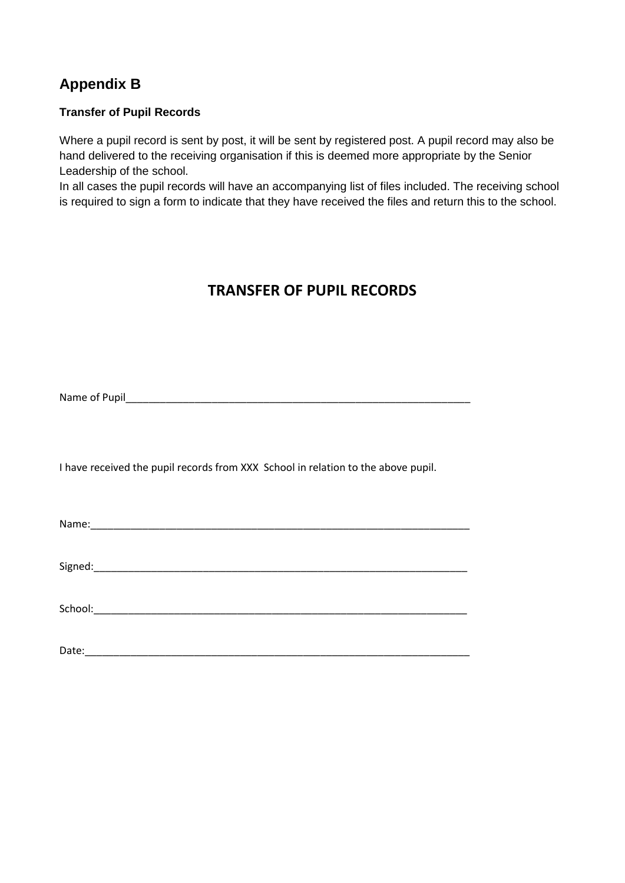## Appendix B

**Transfer of Pupil Records**

Where a pupil record is sent by post, it will be sent by registered post. A pupil record may also be hand delivered to the receiving organisation if this is deemed more appropriate by the Senior Leadership of the school.
In all cases the pupil records will have an accompanying list of files included. The receiving school is required to sign a form to indicate that they have received the files and return this to the school.

# TRANSFER OF PUPIL RECORDS

Name of Pupil_______________________________________________________________

I have received the pupil records from XXX School in relation to the above pupil.

Name:_____________________________________________________________________

Signed:____________________________________________________________________

School:____________________________________________________________________

Date:______________________________________________________________________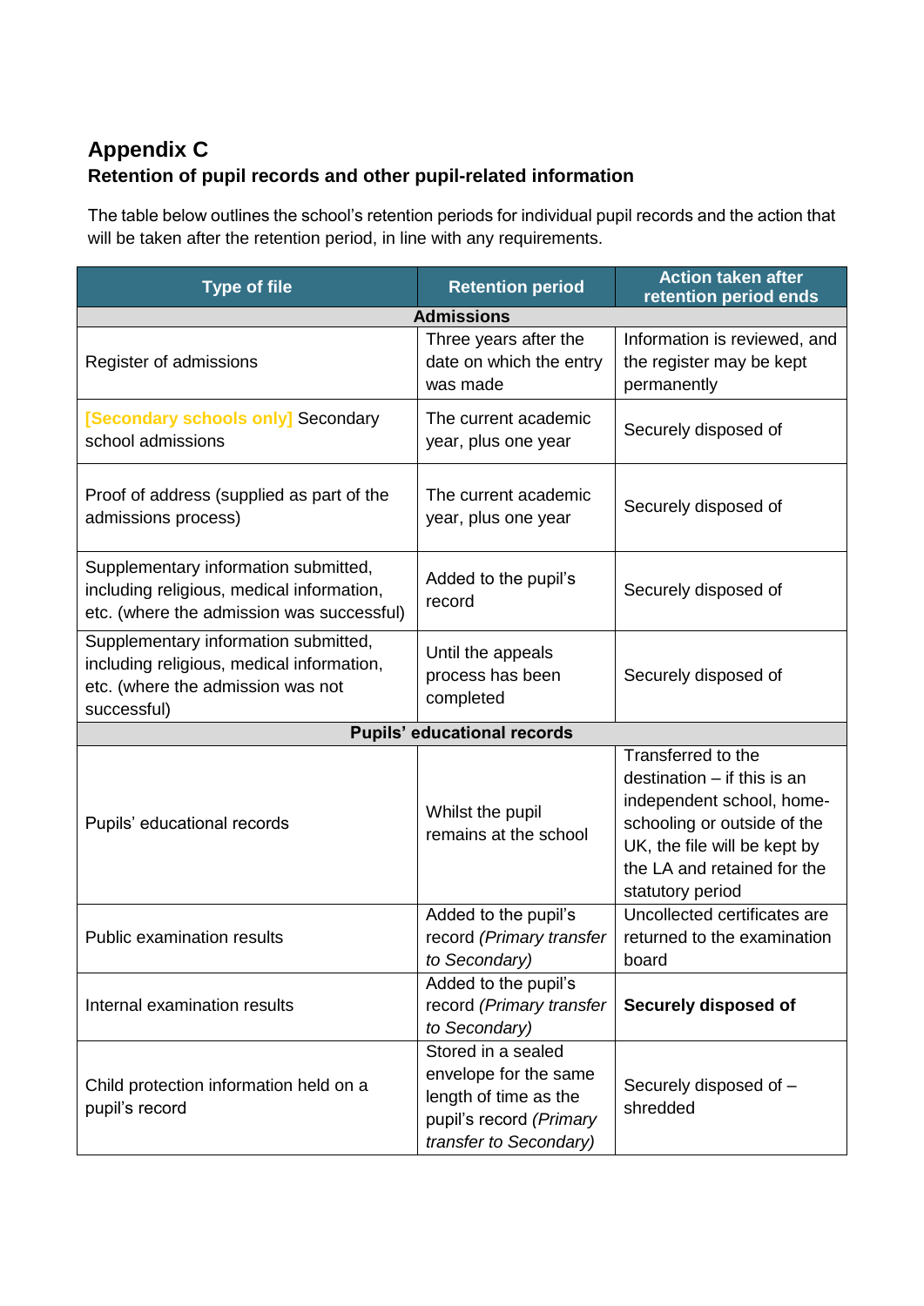## Appendix C

### Retention of pupil records and other pupil-related information

The table below outlines the school's retention periods for individual pupil records and the action that will be taken after the retention period, in line with any requirements.

| Type of file | Retention period | Action taken after retention period ends |
|---|---|---|
| **Admissions** | | |
| Register of admissions | Three years after the date on which the entry was made | Information is reviewed, and the register may be kept permanently |
| [Secondary schools only] Secondary school admissions | The current academic year, plus one year | Securely disposed of |
| Proof of address (supplied as part of the admissions process) | The current academic year, plus one year | Securely disposed of |
| Supplementary information submitted, including religious, medical information, etc. (where the admission was successful) | Added to the pupil's record | Securely disposed of |
| Supplementary information submitted, including religious, medical information, etc. (where the admission was not successful) | Until the appeals process has been completed | Securely disposed of |
| **Pupils' educational records** | | |
| Pupils' educational records | Whilst the pupil remains at the school | Transferred to the destination – if this is an independent school, home-schooling or outside of the UK, the file will be kept by the LA and retained for the statutory period |
| Public examination results | Added to the pupil's record *(Primary transfer to Secondary)* | Uncollected certificates are returned to the examination board |
| Internal examination results | Added to the pupil's record *(Primary transfer to Secondary)* | **Securely disposed of** |
| Child protection information held on a pupil's record | Stored in a sealed envelope for the same length of time as the pupil's record *(Primary transfer to Secondary)* | Securely disposed of – shredded |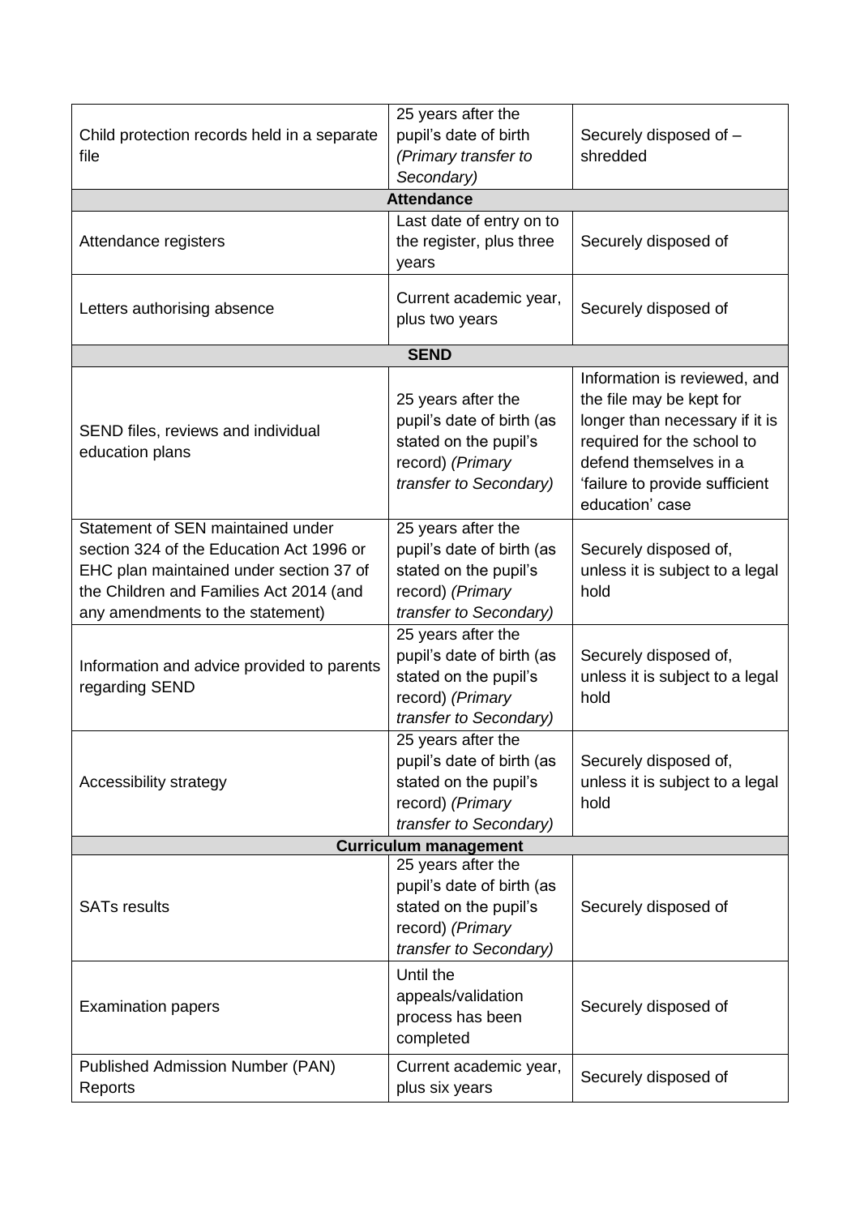| | | |
|---|---|---|
| Child protection records held in a separate file | 25 years after the pupil's date of birth *(Primary transfer to Secondary)* | Securely disposed of – shredded |
| **Attendance** | | |
| Attendance registers | Last date of entry on to the register, plus three years | Securely disposed of |
| Letters authorising absence | Current academic year, plus two years | Securely disposed of |
| **SEND** | | |
| SEND files, reviews and individual education plans | 25 years after the pupil's date of birth (as stated on the pupil's record) *(Primary transfer to Secondary)* | Information is reviewed, and the file may be kept for longer than necessary if it is required for the school to defend themselves in a 'failure to provide sufficient education' case |
| Statement of SEN maintained under section 324 of the Education Act 1996 or EHC plan maintained under section 37 of the Children and Families Act 2014 (and any amendments to the statement) | 25 years after the pupil's date of birth (as stated on the pupil's record) *(Primary transfer to Secondary)* | Securely disposed of, unless it is subject to a legal hold |
| Information and advice provided to parents regarding SEND | 25 years after the pupil's date of birth (as stated on the pupil's record) *(Primary transfer to Secondary)* | Securely disposed of, unless it is subject to a legal hold |
| Accessibility strategy | 25 years after the pupil's date of birth (as stated on the pupil's record) *(Primary transfer to Secondary)* | Securely disposed of, unless it is subject to a legal hold |
| **Curriculum management** | | |
| SATs results | 25 years after the pupil's date of birth (as stated on the pupil's record) *(Primary transfer to Secondary)* | Securely disposed of |
| Examination papers | Until the appeals/validation process has been completed | Securely disposed of |
| Published Admission Number (PAN) Reports | Current academic year, plus six years | Securely disposed of |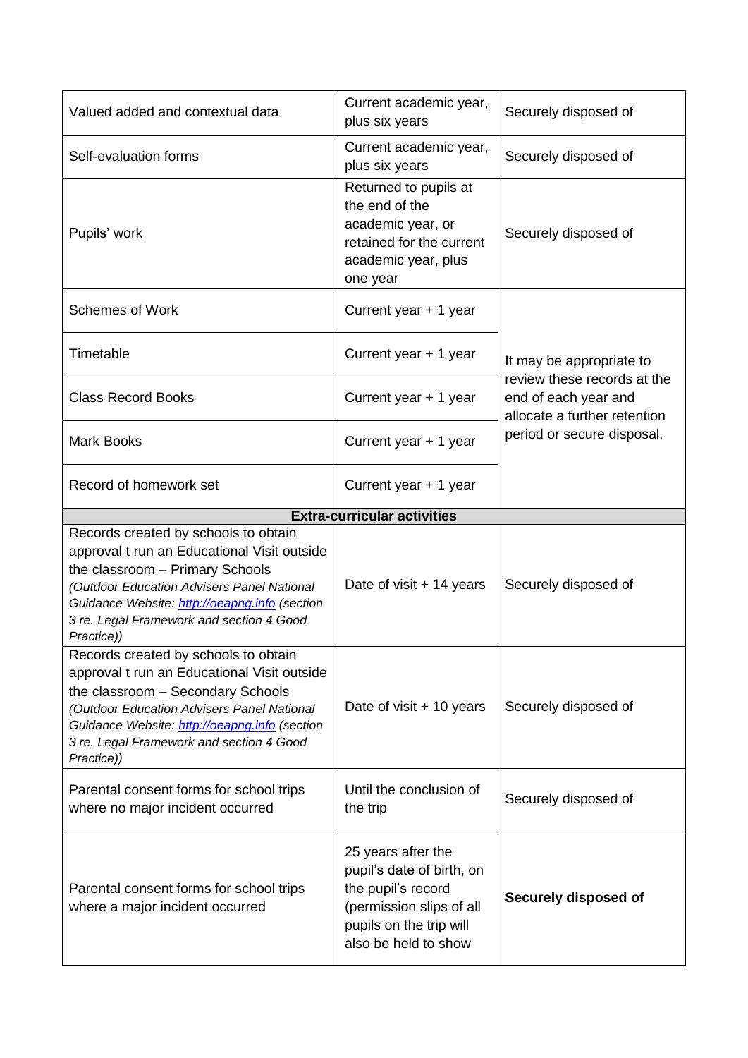| | | |
|---|---|---|
| Valued added and contextual data | Current academic year, plus six years | Securely disposed of |
| Self-evaluation forms | Current academic year, plus six years | Securely disposed of |
| Pupils' work | Returned to pupils at the end of the academic year, or retained for the current academic year, plus one year | Securely disposed of |
| Schemes of Work | Current year + 1 year | It may be appropriate to review these records at the end of each year and allocate a further retention period or secure disposal. |
| Timetable | Current year + 1 year | |
| Class Record Books | Current year + 1 year | |
| Mark Books | Current year + 1 year | |
| Record of homework set | Current year + 1 year | |
| **Extra-curricular activities** | | |
| Records created by schools to obtain approval t run an Educational Visit outside the classroom – Primary Schools *(Outdoor Education Advisers Panel National Guidance Website: [http://oeapng.info](http://oeapng.info) (section 3 re. Legal Framework and section 4 Good Practice))* | Date of visit + 14 years | Securely disposed of |
| Records created by schools to obtain approval t run an Educational Visit outside the classroom – Secondary Schools *(Outdoor Education Advisers Panel National Guidance Website: [http://oeapng.info](http://oeapng.info) (section 3 re. Legal Framework and section 4 Good Practice))* | Date of visit + 10 years | Securely disposed of |
| Parental consent forms for school trips where no major incident occurred | Until the conclusion of the trip | Securely disposed of |
| Parental consent forms for school trips where a major incident occurred | 25 years after the pupil's date of birth, on the pupil's record (permission slips of all pupils on the trip will also be held to show | **Securely disposed of** |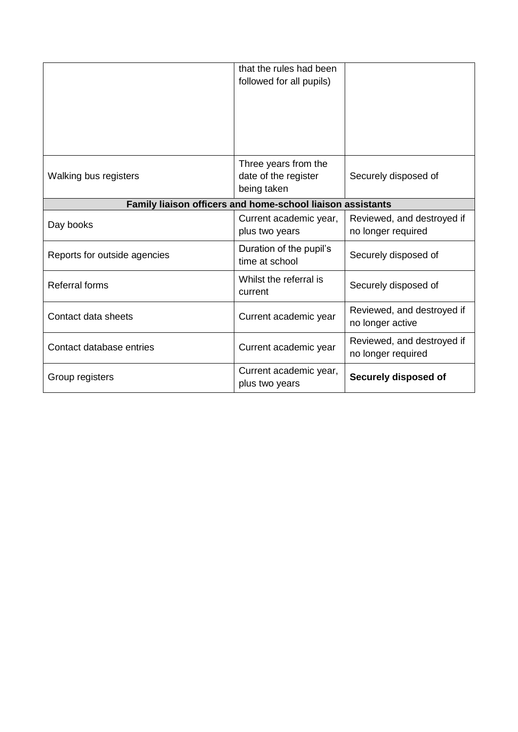| | | |
|---|---|---|
| | that the rules had been followed for all pupils) | |
| Walking bus registers | Three years from the date of the register being taken | Securely disposed of |
| **Family liaison officers and home-school liaison assistants** | | |
| Day books | Current academic year, plus two years | Reviewed, and destroyed if no longer required |
| Reports for outside agencies | Duration of the pupil's time at school | Securely disposed of |
| Referral forms | Whilst the referral is current | Securely disposed of |
| Contact data sheets | Current academic year | Reviewed, and destroyed if no longer active |
| Contact database entries | Current academic year | Reviewed, and destroyed if no longer required |
| Group registers | Current academic year, plus two years | **Securely disposed of** |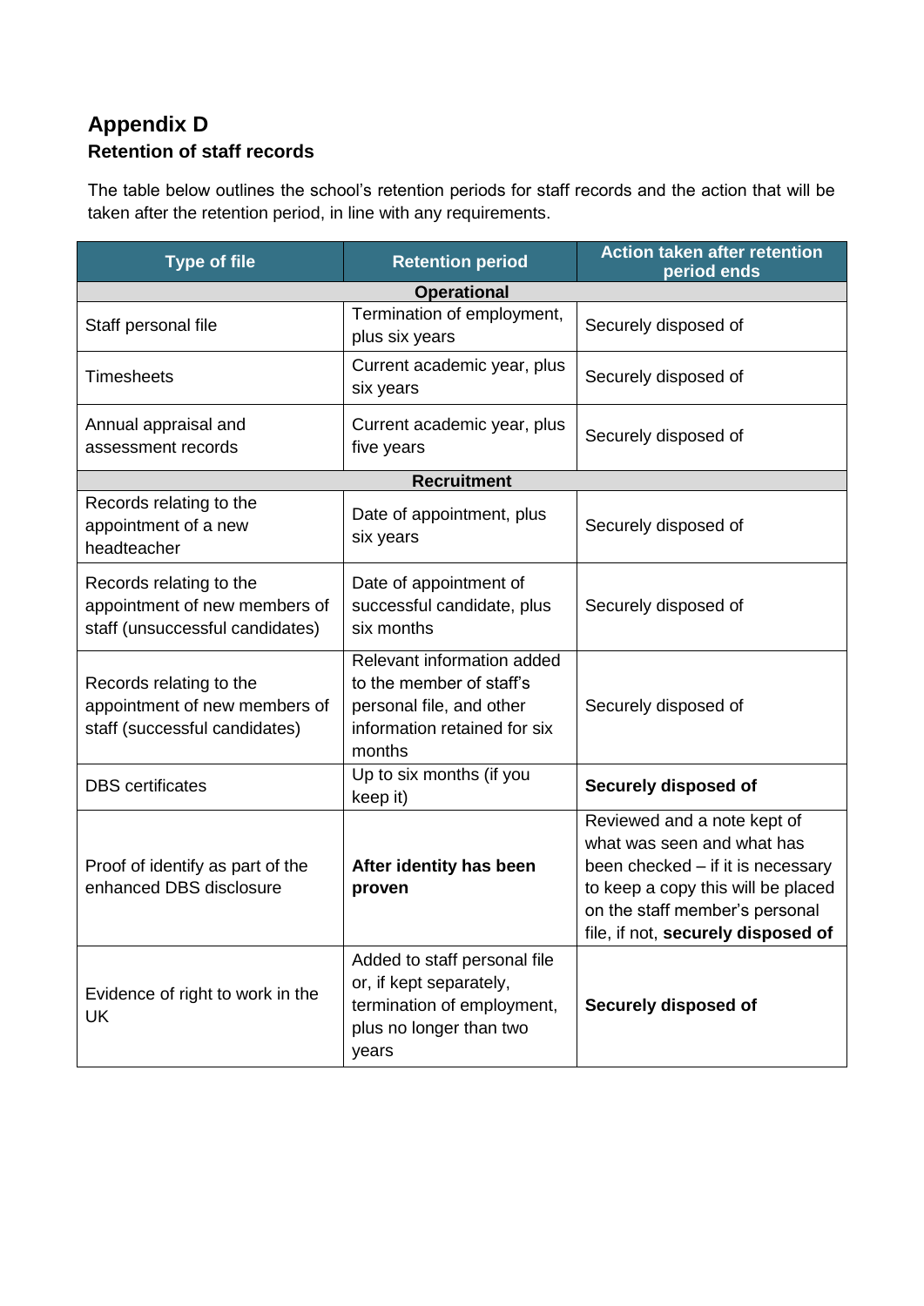## Appendix D

### Retention of staff records

The table below outlines the school's retention periods for staff records and the action that will be taken after the retention period, in line with any requirements.

| Type of file | Retention period | Action taken after retention period ends |
|---|---|---|
| **Operational** | | |
| Staff personal file | Termination of employment, plus six years | Securely disposed of |
| Timesheets | Current academic year, plus six years | Securely disposed of |
| Annual appraisal and assessment records | Current academic year, plus five years | Securely disposed of |
| **Recruitment** | | |
| Records relating to the appointment of a new headteacher | Date of appointment, plus six years | Securely disposed of |
| Records relating to the appointment of new members of staff (unsuccessful candidates) | Date of appointment of successful candidate, plus six months | Securely disposed of |
| Records relating to the appointment of new members of staff (successful candidates) | Relevant information added to the member of staff's personal file, and other information retained for six months | Securely disposed of |
| DBS certificates | Up to six months (if you keep it) | **Securely disposed of** |
| Proof of identify as part of the enhanced DBS disclosure | **After identity has been proven** | Reviewed and a note kept of what was seen and what has been checked – if it is necessary to keep a copy this will be placed on the staff member's personal file, if not, **securely disposed of** |
| Evidence of right to work in the UK | Added to staff personal file or, if kept separately, termination of employment, plus no longer than two years | **Securely disposed of** |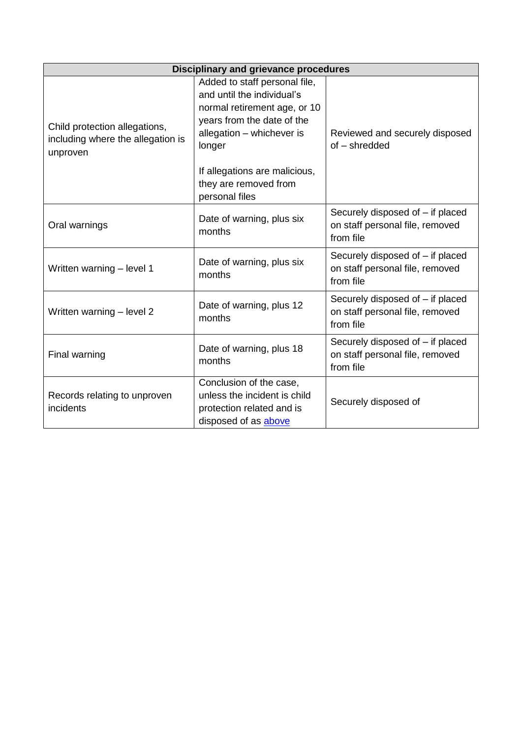| Disciplinary and grievance procedures | | |
|---|---|---|
| Child protection allegations, including where the allegation is unproven | Added to staff personal file, and until the individual's normal retirement age, or 10 years from the date of the allegation – whichever is longer<br><br>If allegations are malicious, they are removed from personal files | Reviewed and securely disposed of – shredded |
| Oral warnings | Date of warning, plus six months | Securely disposed of – if placed on staff personal file, removed from file |
| Written warning – level 1 | Date of warning, plus six months | Securely disposed of – if placed on staff personal file, removed from file |
| Written warning – level 2 | Date of warning, plus 12 months | Securely disposed of – if placed on staff personal file, removed from file |
| Final warning | Date of warning, plus 18 months | Securely disposed of – if placed on staff personal file, removed from file |
| Records relating to unproven incidents | Conclusion of the case, unless the incident is child protection related and is disposed of as above | Securely disposed of |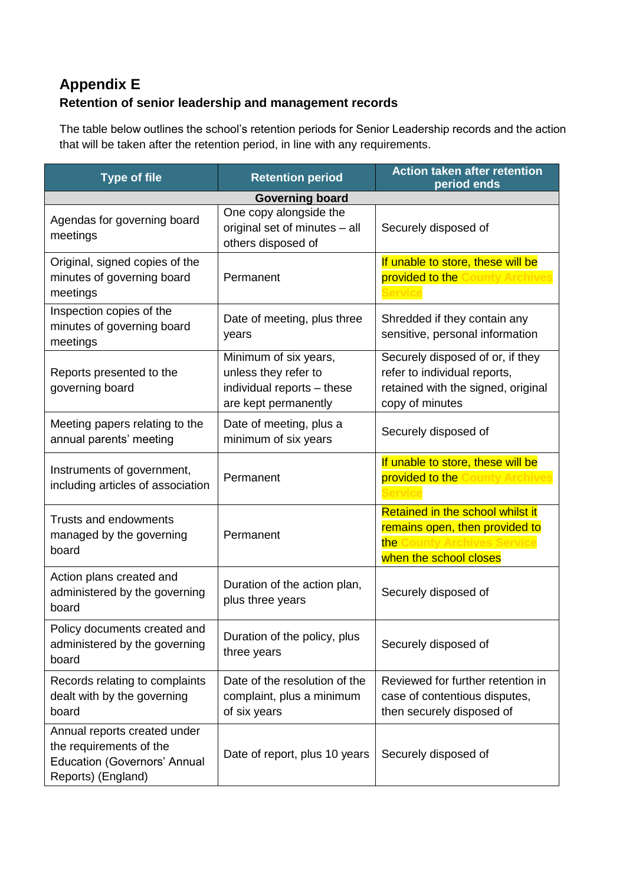# Appendix E

**Retention of senior leadership and management records**

The table below outlines the school's retention periods for Senior Leadership records and the action that will be taken after the retention period, in line with any requirements.

| Type of file | Retention period | Action taken after retention period ends |
|---|---|---|
| **Governing board** | | |
| Agendas for governing board meetings | One copy alongside the original set of minutes – all others disposed of | Securely disposed of |
| Original, signed copies of the minutes of governing board meetings | Permanent | If unable to store, these will be provided to the County Archives Service |
| Inspection copies of the minutes of governing board meetings | Date of meeting, plus three years | Shredded if they contain any sensitive, personal information |
| Reports presented to the governing board | Minimum of six years, unless they refer to individual reports – these are kept permanently | Securely disposed of or, if they refer to individual reports, retained with the signed, original copy of minutes |
| Meeting papers relating to the annual parents' meeting | Date of meeting, plus a minimum of six years | Securely disposed of |
| Instruments of government, including articles of association | Permanent | If unable to store, these will be provided to the County Archives Service |
| Trusts and endowments managed by the governing board | Permanent | Retained in the school whilst it remains open, then provided to the County Archives Service when the school closes |
| Action plans created and administered by the governing board | Duration of the action plan, plus three years | Securely disposed of |
| Policy documents created and administered by the governing board | Duration of the policy, plus three years | Securely disposed of |
| Records relating to complaints dealt with by the governing board | Date of the resolution of the complaint, plus a minimum of six years | Reviewed for further retention in case of contentious disputes, then securely disposed of |
| Annual reports created under the requirements of the Education (Governors' Annual Reports) (England) | Date of report, plus 10 years | Securely disposed of |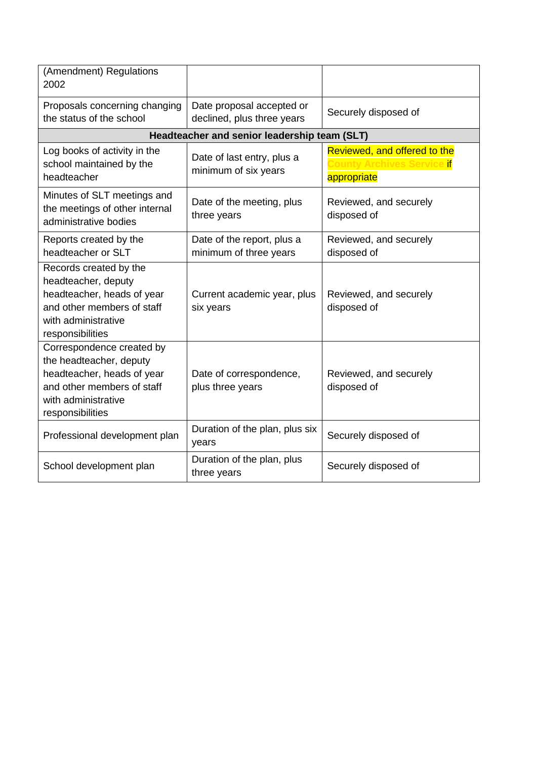| | | |
|---|---|---|
| (Amendment) Regulations 2002 | | |
| Proposals concerning changing the status of the school | Date proposal accepted or declined, plus three years | Securely disposed of |
| **Headteacher and senior leadership team (SLT)** | | |
| Log books of activity in the school maintained by the headteacher | Date of last entry, plus a minimum of six years | Reviewed, and offered to the County Archives Service if appropriate |
| Minutes of SLT meetings and the meetings of other internal administrative bodies | Date of the meeting, plus three years | Reviewed, and securely disposed of |
| Reports created by the headteacher or SLT | Date of the report, plus a minimum of three years | Reviewed, and securely disposed of |
| Records created by the headteacher, deputy headteacher, heads of year and other members of staff with administrative responsibilities | Current academic year, plus six years | Reviewed, and securely disposed of |
| Correspondence created by the headteacher, deputy headteacher, heads of year and other members of staff with administrative responsibilities | Date of correspondence, plus three years | Reviewed, and securely disposed of |
| Professional development plan | Duration of the plan, plus six years | Securely disposed of |
| School development plan | Duration of the plan, plus three years | Securely disposed of |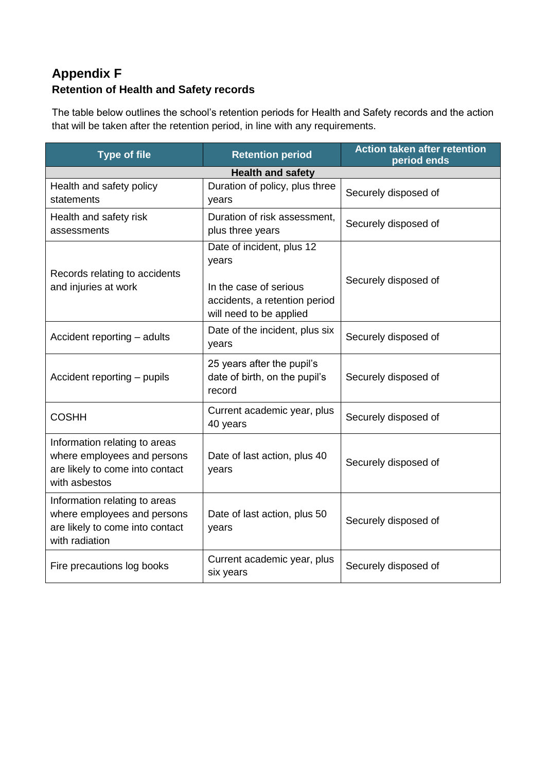## Appendix F

### Retention of Health and Safety records

The table below outlines the school's retention periods for Health and Safety records and the action that will be taken after the retention period, in line with any requirements.

| Type of file | Retention period | Action taken after retention period ends |
|---|---|---|
| **Health and safety** | | |
| Health and safety policy statements | Duration of policy, plus three years | Securely disposed of |
| Health and safety risk assessments | Duration of risk assessment, plus three years | Securely disposed of |
| Records relating to accidents and injuries at work | Date of incident, plus 12 years<br><br>In the case of serious accidents, a retention period will need to be applied | Securely disposed of |
| Accident reporting – adults | Date of the incident, plus six years | Securely disposed of |
| Accident reporting – pupils | 25 years after the pupil's date of birth, on the pupil's record | Securely disposed of |
| COSHH | Current academic year, plus 40 years | Securely disposed of |
| Information relating to areas where employees and persons are likely to come into contact with asbestos | Date of last action, plus 40 years | Securely disposed of |
| Information relating to areas where employees and persons are likely to come into contact with radiation | Date of last action, plus 50 years | Securely disposed of |
| Fire precautions log books | Current academic year, plus six years | Securely disposed of |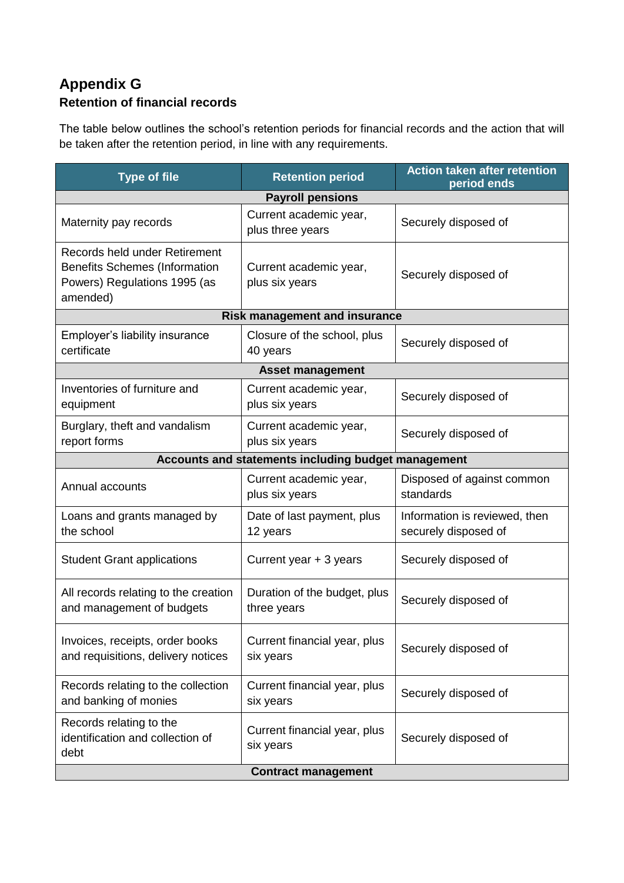## Appendix G

### Retention of financial records

The table below outlines the school's retention periods for financial records and the action that will be taken after the retention period, in line with any requirements.

| Type of file | Retention period | Action taken after retention period ends |
|---|---|---|
| **Payroll pensions** | | |
| Maternity pay records | Current academic year, plus three years | Securely disposed of |
| Records held under Retirement Benefits Schemes (Information Powers) Regulations 1995 (as amended) | Current academic year, plus six years | Securely disposed of |
| **Risk management and insurance** | | |
| Employer's liability insurance certificate | Closure of the school, plus 40 years | Securely disposed of |
| **Asset management** | | |
| Inventories of furniture and equipment | Current academic year, plus six years | Securely disposed of |
| Burglary, theft and vandalism report forms | Current academic year, plus six years | Securely disposed of |
| **Accounts and statements including budget management** | | |
| Annual accounts | Current academic year, plus six years | Disposed of against common standards |
| Loans and grants managed by the school | Date of last payment, plus 12 years | Information is reviewed, then securely disposed of |
| Student Grant applications | Current year + 3 years | Securely disposed of |
| All records relating to the creation and management of budgets | Duration of the budget, plus three years | Securely disposed of |
| Invoices, receipts, order books and requisitions, delivery notices | Current financial year, plus six years | Securely disposed of |
| Records relating to the collection and banking of monies | Current financial year, plus six years | Securely disposed of |
| Records relating to the identification and collection of debt | Current financial year, plus six years | Securely disposed of |
| **Contract management** | | |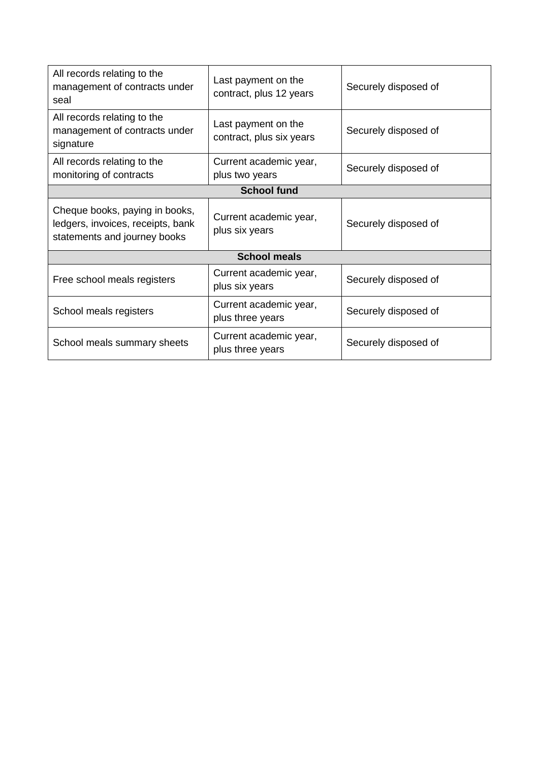| | | |
|---|---|---|
| All records relating to the management of contracts under seal | Last payment on the contract, plus 12 years | Securely disposed of |
| All records relating to the management of contracts under signature | Last payment on the contract, plus six years | Securely disposed of |
| All records relating to the monitoring of contracts | Current academic year, plus two years | Securely disposed of |
| **School fund** | | |
| Cheque books, paying in books, ledgers, invoices, receipts, bank statements and journey books | Current academic year, plus six years | Securely disposed of |
| **School meals** | | |
| Free school meals registers | Current academic year, plus six years | Securely disposed of |
| School meals registers | Current academic year, plus three years | Securely disposed of |
| School meals summary sheets | Current academic year, plus three years | Securely disposed of |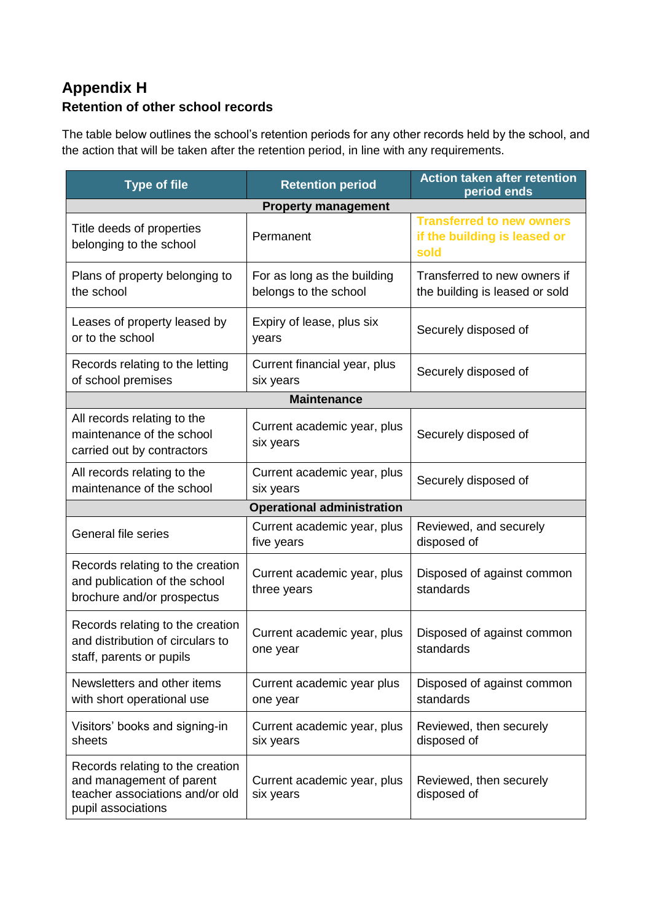## Appendix H

### Retention of other school records

The table below outlines the school's retention periods for any other records held by the school, and the action that will be taken after the retention period, in line with any requirements.

| Type of file | Retention period | Action taken after retention period ends |
|---|---|---|
| **Property management** | | |
| Title deeds of properties belonging to the school | Permanent | Transferred to new owners if the building is leased or sold |
| Plans of property belonging to the school | For as long as the building belongs to the school | Transferred to new owners if the building is leased or sold |
| Leases of property leased by or to the school | Expiry of lease, plus six years | Securely disposed of |
| Records relating to the letting of school premises | Current financial year, plus six years | Securely disposed of |
| **Maintenance** | | |
| All records relating to the maintenance of the school carried out by contractors | Current academic year, plus six years | Securely disposed of |
| All records relating to the maintenance of the school | Current academic year, plus six years | Securely disposed of |
| **Operational administration** | | |
| General file series | Current academic year, plus five years | Reviewed, and securely disposed of |
| Records relating to the creation and publication of the school brochure and/or prospectus | Current academic year, plus three years | Disposed of against common standards |
| Records relating to the creation and distribution of circulars to staff, parents or pupils | Current academic year, plus one year | Disposed of against common standards |
| Newsletters and other items with short operational use | Current academic year plus one year | Disposed of against common standards |
| Visitors' books and signing-in sheets | Current academic year, plus six years | Reviewed, then securely disposed of |
| Records relating to the creation and management of parent teacher associations and/or old pupil associations | Current academic year, plus six years | Reviewed, then securely disposed of |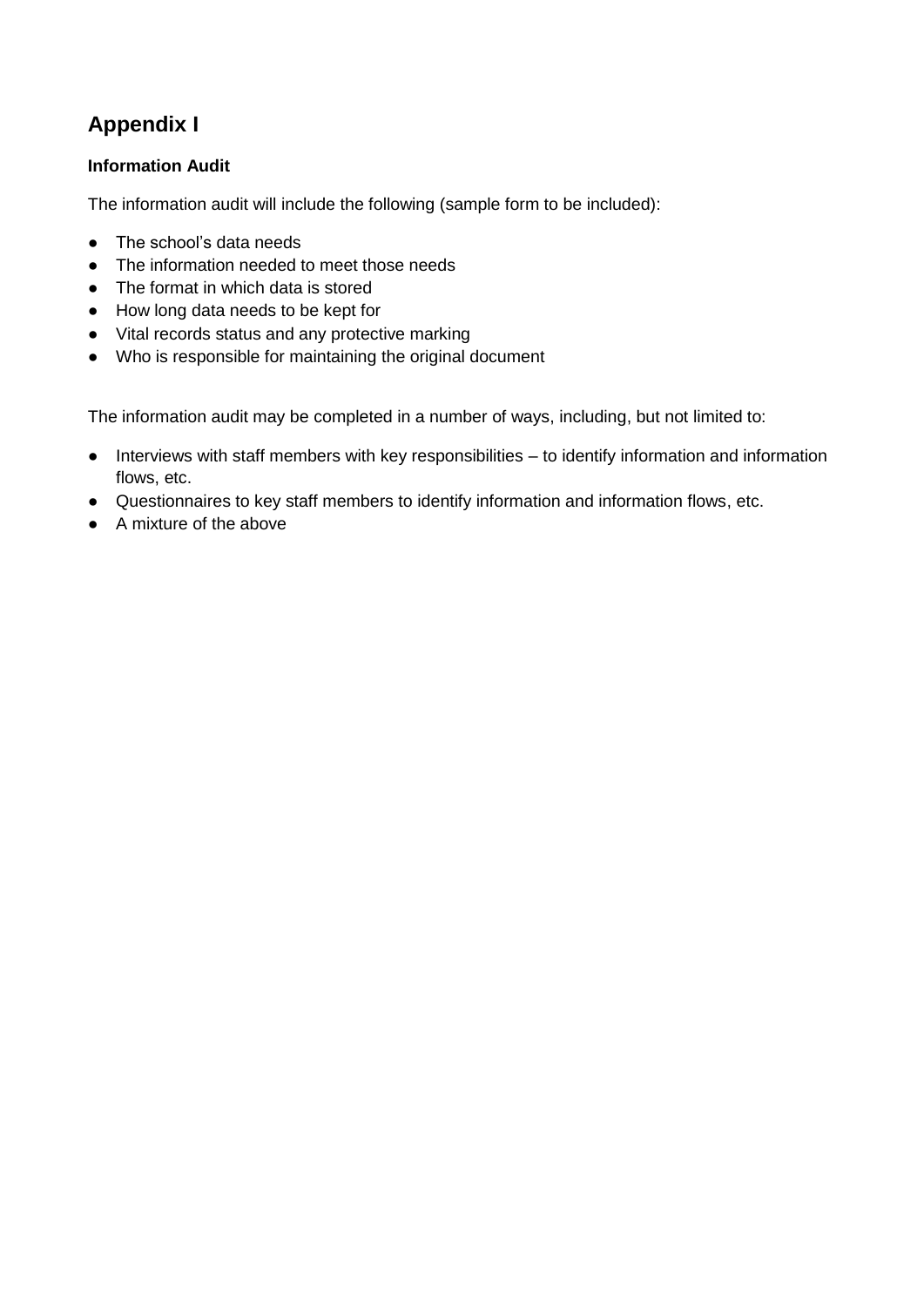## Appendix I

**Information Audit**

The information audit will include the following (sample form to be included):

- The school's data needs
- The information needed to meet those needs
- The format in which data is stored
- How long data needs to be kept for
- Vital records status and any protective marking
- Who is responsible for maintaining the original document

The information audit may be completed in a number of ways, including, but not limited to:

- Interviews with staff members with key responsibilities – to identify information and information flows, etc.
- Questionnaires to key staff members to identify information and information flows, etc.
- A mixture of the above